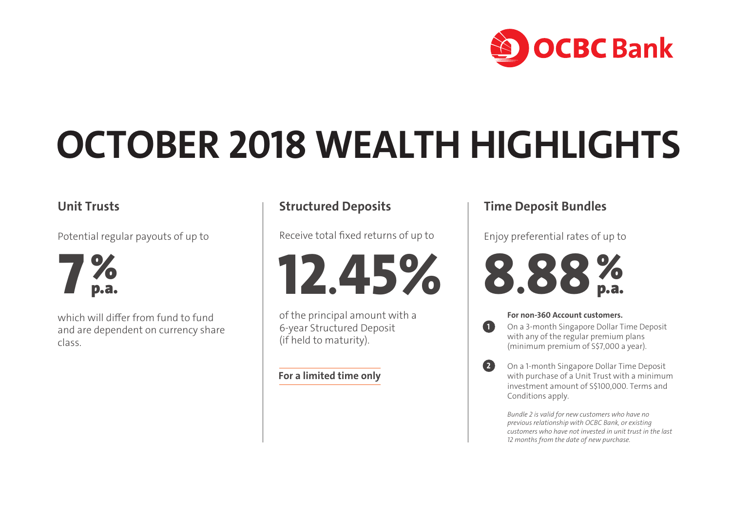OCBC Bank

# OCTOBER 2018 WEALTH HIGHLIGHTS

## Unit Trusts

Potential regular payouts of up to

**7% p.a.**

which will differ from fund to fund and are dependent on currency share class.

## Structured Deposits

Receive total fixed returns of up to

**12.45%**

of the principal amount with a 6-year Structured Deposit (if held to maturity).

**For a limited time only**

## Time Deposit Bundles

Enjoy preferential rates of up to

**8.88% p.a.**

**For non-360 Account customers.**

1. On a 3-month Singapore Dollar Time Deposit with any of the regular premium plans (minimum premium of S$7,000 a year).
2. On a 1-month Singapore Dollar Time Deposit with purchase of a Unit Trust with a minimum investment amount of S$100,000. Terms and Conditions apply.

*Bundle 2 is valid for new customers who have no previous relationship with OCBC Bank, or existing customers who have not invested in unit trust in the last 12 months from the date of new purchase.*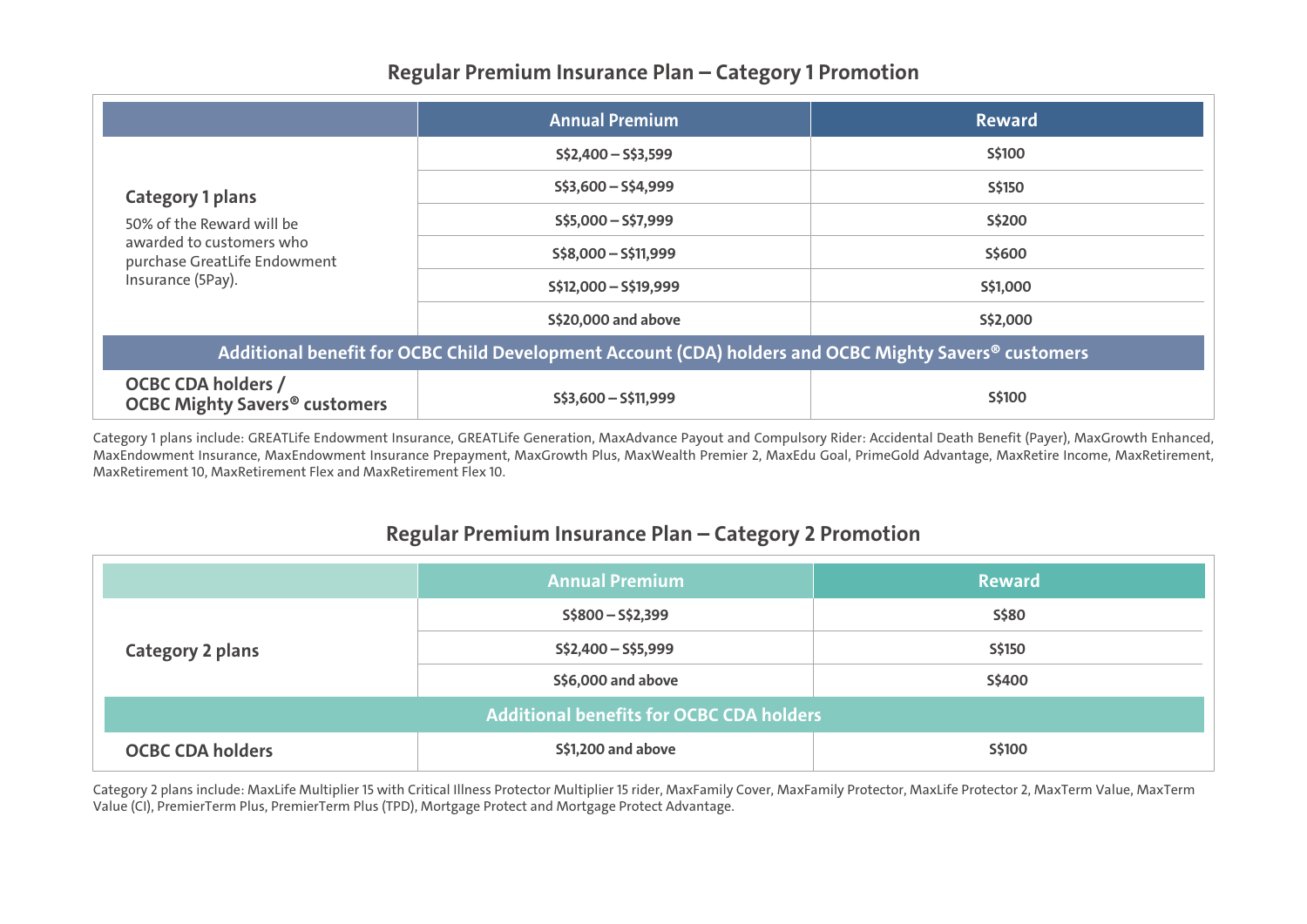## Regular Premium Insurance Plan – Category 1 Promotion

| | Annual Premium | Reward |
|---|---|---|
| **Category 1 plans**<br>50% of the Reward will be awarded to customers who purchase GreatLife Endowment Insurance (5Pay). | S$2,400 – S$3,599 | S$100 |
| | S$3,600 – S$4,999 | S$150 |
| | S$5,000 – S$7,999 | S$200 |
| | S$8,000 – S$11,999 | S$600 |
| | S$12,000 – S$19,999 | S$1,000 |
| | S$20,000 and above | S$2,000 |
| **Additional benefit for OCBC Child Development Account (CDA) holders and OCBC Mighty Savers® customers** | | |
| **OCBC CDA holders / OCBC Mighty Savers® customers** | S$3,600 – S$11,999 | S$100 |

Category 1 plans include: GREATLife Endowment Insurance, GREATLife Generation, MaxAdvance Payout and Compulsory Rider: Accidental Death Benefit (Payer), MaxGrowth Enhanced, MaxEndowment Insurance, MaxEndowment Insurance Prepayment, MaxGrowth Plus, MaxWealth Premier 2, MaxEdu Goal, PrimeGold Advantage, MaxRetire Income, MaxRetirement, MaxRetirement 10, MaxRetirement Flex and MaxRetirement Flex 10.

## Regular Premium Insurance Plan – Category 2 Promotion

| | Annual Premium | Reward |
|---|---|---|
| **Category 2 plans** | S$800 – S$2,399 | S$80 |
| | S$2,400 – S$5,999 | S$150 |
| | S$6,000 and above | S$400 |
| **Additional benefits for OCBC CDA holders** | | |
| **OCBC CDA holders** | S$1,200 and above | S$100 |

Category 2 plans include: MaxLife Multiplier 15 with Critical Illness Protector Multiplier 15 rider, MaxFamily Cover, MaxFamily Protector, MaxLife Protector 2, MaxTerm Value, MaxTerm Value (CI), PremierTerm Plus, PremierTerm Plus (TPD), Mortgage Protect and Mortgage Protect Advantage.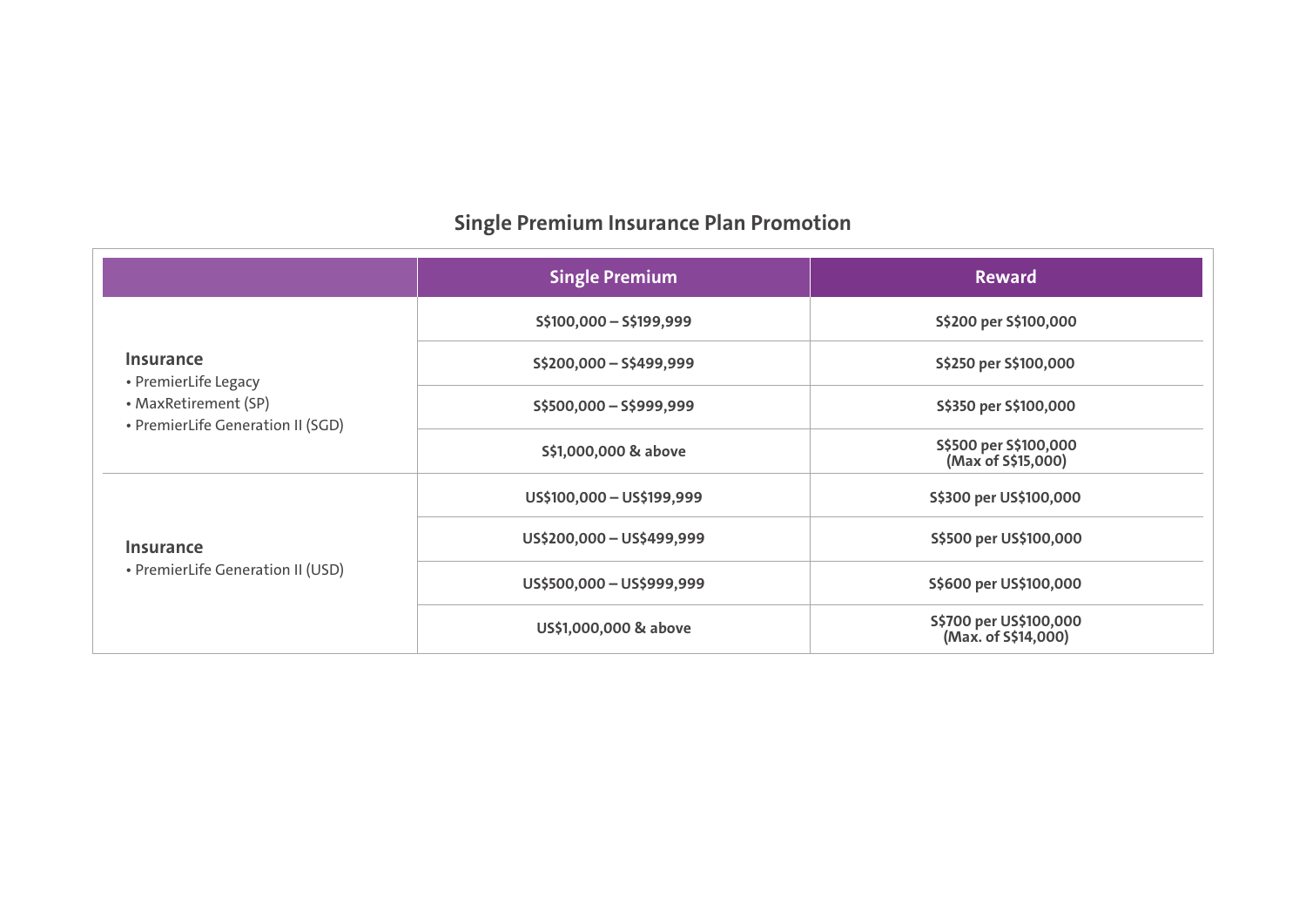## Single Premium Insurance Plan Promotion

| | Single Premium | Reward |
|---|---|---|
| **Insurance**<br>• PremierLife Legacy<br>• MaxRetirement (SP)<br>• PremierLife Generation II (SGD) | S$100,000 – S$199,999 | S$200 per S$100,000 |
| | S$200,000 – S$499,999 | S$250 per S$100,000 |
| | S$500,000 – S$999,999 | S$350 per S$100,000 |
| | S$1,000,000 & above | S$500 per S$100,000 (Max of S$15,000) |
| **Insurance**<br>• PremierLife Generation II (USD) | US$100,000 – US$199,999 | S$300 per US$100,000 |
| | US$200,000 – US$499,999 | S$500 per US$100,000 |
| | US$500,000 – US$999,999 | S$600 per US$100,000 |
| | US$1,000,000 & above | S$700 per US$100,000 (Max. of S$14,000) |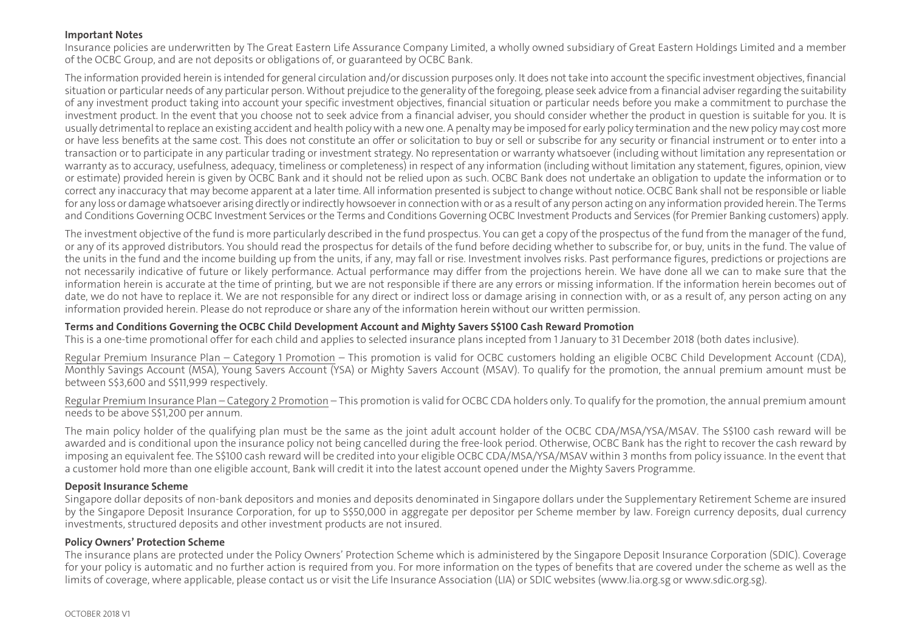**Important Notes**

Insurance policies are underwritten by The Great Eastern Life Assurance Company Limited, a wholly owned subsidiary of Great Eastern Holdings Limited and a member of the OCBC Group, and are not deposits or obligations of, or guaranteed by OCBC Bank.

The information provided herein is intended for general circulation and/or discussion purposes only. It does not take into account the specific investment objectives, financial situation or particular needs of any particular person. Without prejudice to the generality of the foregoing, please seek advice from a financial adviser regarding the suitability of any investment product taking into account your specific investment objectives, financial situation or particular needs before you make a commitment to purchase the investment product. In the event that you choose not to seek advice from a financial adviser, you should consider whether the product in question is suitable for you. It is usually detrimental to replace an existing accident and health policy with a new one. A penalty may be imposed for early policy termination and the new policy may cost more or have less benefits at the same cost. This does not constitute an offer or solicitation to buy or sell or subscribe for any security or financial instrument or to enter into a transaction or to participate in any particular trading or investment strategy. No representation or warranty whatsoever (including without limitation any representation or warranty as to accuracy, usefulness, adequacy, timeliness or completeness) in respect of any information (including without limitation any statement, figures, opinion, view or estimate) provided herein is given by OCBC Bank and it should not be relied upon as such. OCBC Bank does not undertake an obligation to update the information or to correct any inaccuracy that may become apparent at a later time. All information presented is subject to change without notice. OCBC Bank shall not be responsible or liable for any loss or damage whatsoever arising directly or indirectly howsoever in connection with or as a result of any person acting on any information provided herein. The Terms and Conditions Governing OCBC Investment Services or the Terms and Conditions Governing OCBC Investment Products and Services (for Premier Banking customers) apply.

The investment objective of the fund is more particularly described in the fund prospectus. You can get a copy of the prospectus of the fund from the manager of the fund, or any of its approved distributors. You should read the prospectus for details of the fund before deciding whether to subscribe for, or buy, units in the fund. The value of the units in the fund and the income building up from the units, if any, may fall or rise. Investment involves risks. Past performance figures, predictions or projections are not necessarily indicative of future or likely performance. Actual performance may differ from the projections herein. We have done all we can to make sure that the information herein is accurate at the time of printing, but we are not responsible if there are any errors or missing information. If the information herein becomes out of date, we do not have to replace it. We are not responsible for any direct or indirect loss or damage arising in connection with, or as a result of, any person acting on any information provided herein. Please do not reproduce or share any of the information herein without our written permission.

**Terms and Conditions Governing the OCBC Child Development Account and Mighty Savers S$100 Cash Reward Promotion**

This is a one-time promotional offer for each child and applies to selected insurance plans incepted from 1 January to 31 December 2018 (both dates inclusive).

Regular Premium Insurance Plan – Category 1 Promotion – This promotion is valid for OCBC customers holding an eligible OCBC Child Development Account (CDA), Monthly Savings Account (MSA), Young Savers Account (YSA) or Mighty Savers Account (MSAV). To qualify for the promotion, the annual premium amount must be between S$3,600 and S$11,999 respectively.

Regular Premium Insurance Plan – Category 2 Promotion – This promotion is valid for OCBC CDA holders only. To qualify for the promotion, the annual premium amount needs to be above S$1,200 per annum.

The main policy holder of the qualifying plan must be the same as the joint adult account holder of the OCBC CDA/MSA/YSA/MSAV. The S$100 cash reward will be awarded and is conditional upon the insurance policy not being cancelled during the free-look period. Otherwise, OCBC Bank has the right to recover the cash reward by imposing an equivalent fee. The S$100 cash reward will be credited into your eligible OCBC CDA/MSA/YSA/MSAV within 3 months from policy issuance. In the event that a customer hold more than one eligible account, Bank will credit it into the latest account opened under the Mighty Savers Programme.

**Deposit Insurance Scheme**

Singapore dollar deposits of non-bank depositors and monies and deposits denominated in Singapore dollars under the Supplementary Retirement Scheme are insured by the Singapore Deposit Insurance Corporation, for up to S$50,000 in aggregate per depositor per Scheme member by law. Foreign currency deposits, dual currency investments, structured deposits and other investment products are not insured.

**Policy Owners' Protection Scheme**

The insurance plans are protected under the Policy Owners' Protection Scheme which is administered by the Singapore Deposit Insurance Corporation (SDIC). Coverage for your policy is automatic and no further action is required from you. For more information on the types of benefits that are covered under the scheme as well as the limits of coverage, where applicable, please contact us or visit the Life Insurance Association (LIA) or SDIC websites (www.lia.org.sg or www.sdic.org.sg).

OCTOBER 2018 V1